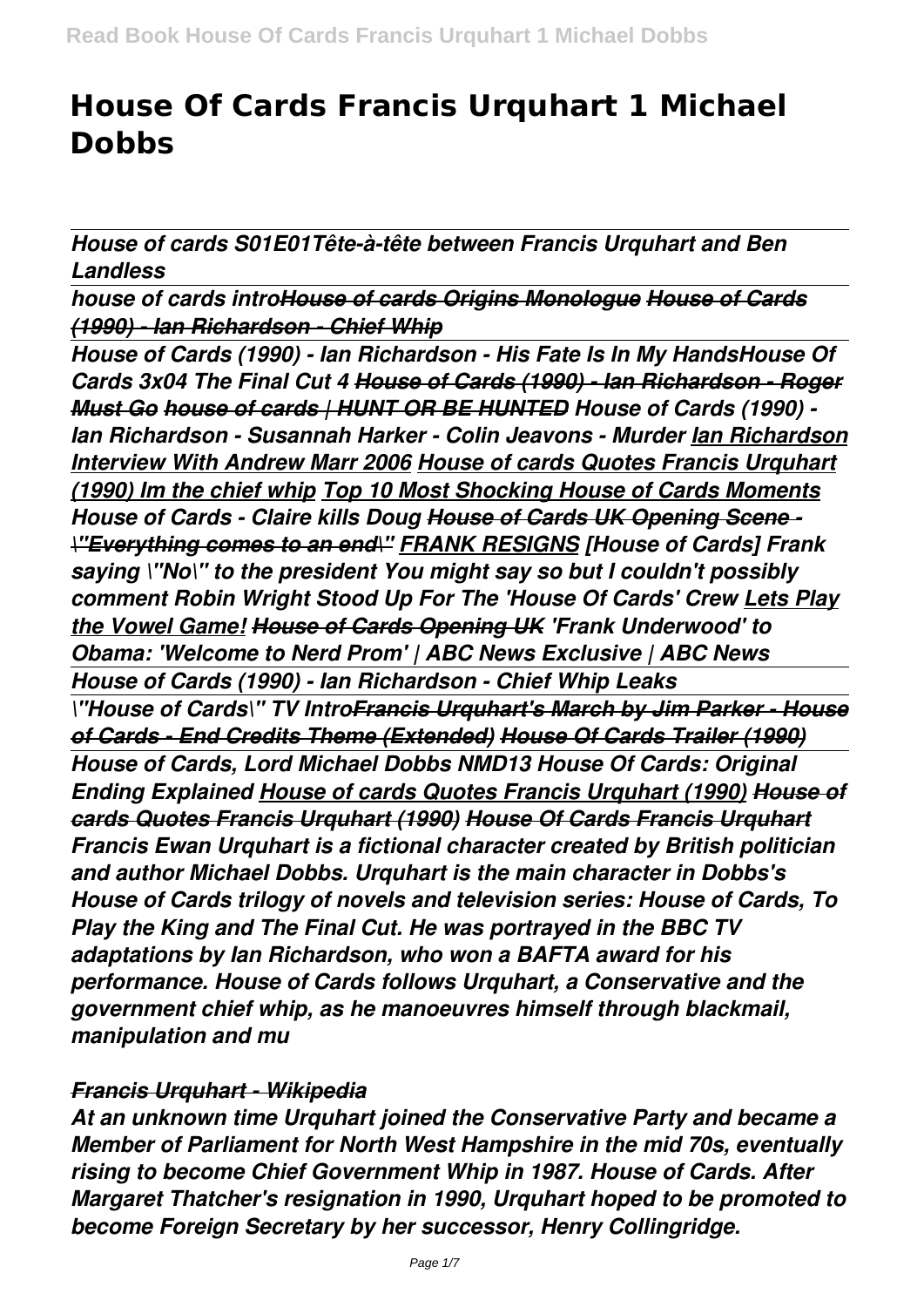# House Of Cards Francis Urquhart 1 Michael Dobbs

*House of cards S01E01Tête-à-tête between Francis Urquhart and Ben Landless*

*house of cards introHouse of cards Origins Monologue House of Cards (1990) - Ian Richardson - Chief Whip*

*House of Cards (1990) - Ian Richardson - His Fate Is In My HandsHouse Of Cards 3x04 The Final Cut 4 House of Cards (1990) - Ian Richardson - Roger Must Go house of cards | HUNT OR BE HUNTED House of Cards (1990) - Ian Richardson - Susannah Harker - Colin Jeavons - Murder Ian Richardson Interview With Andrew Marr 2006 House of cards Quotes Francis Urquhart (1990) Im the chief whip Top 10 Most Shocking House of Cards Moments House of Cards - Claire kills Doug House of Cards UK Opening Scene - \"Everything comes to an end\" FRANK RESIGNS [House of Cards] Frank saying \"No\" to the president You might say so but I couldn't possibly comment Robin Wright Stood Up For The 'House Of Cards' Crew Lets Play the Vowel Game! House of Cards Opening UK 'Frank Underwood' to Obama: 'Welcome to Nerd Prom' | ABC News Exclusive | ABC News*

*House of Cards (1990) - Ian Richardson - Chief Whip Leaks*

*\"House of Cards\" TV IntroFrancis Urquhart's March by Jim Parker - House of Cards - End Credits Theme (Extended) House Of Cards Trailer (1990)*

*House of Cards, Lord Michael Dobbs NMD13 House Of Cards: Original Ending Explained House of cards Quotes Francis Urquhart (1990) House of cards Quotes Francis Urquhart (1990) House Of Cards Francis Urquhart*

*Francis Ewan Urquhart is a fictional character created by British politician and author Michael Dobbs. Urquhart is the main character in Dobbs's House of Cards trilogy of novels and television series: House of Cards, To Play the King and The Final Cut. He was portrayed in the BBC TV adaptations by Ian Richardson, who won a BAFTA award for his performance. House of Cards follows Urquhart, a Conservative and the government chief whip, as he manoeuvres himself through blackmail, manipulation and mu*

*Francis Urquhart - Wikipedia*

*At an unknown time Urquhart joined the Conservative Party and became a Member of Parliament for North West Hampshire in the mid 70s, eventually rising to become Chief Government Whip in 1987. House of Cards. After Margaret Thatcher's resignation in 1990, Urquhart hoped to be promoted to become Foreign Secretary by her successor, Henry Collingridge.*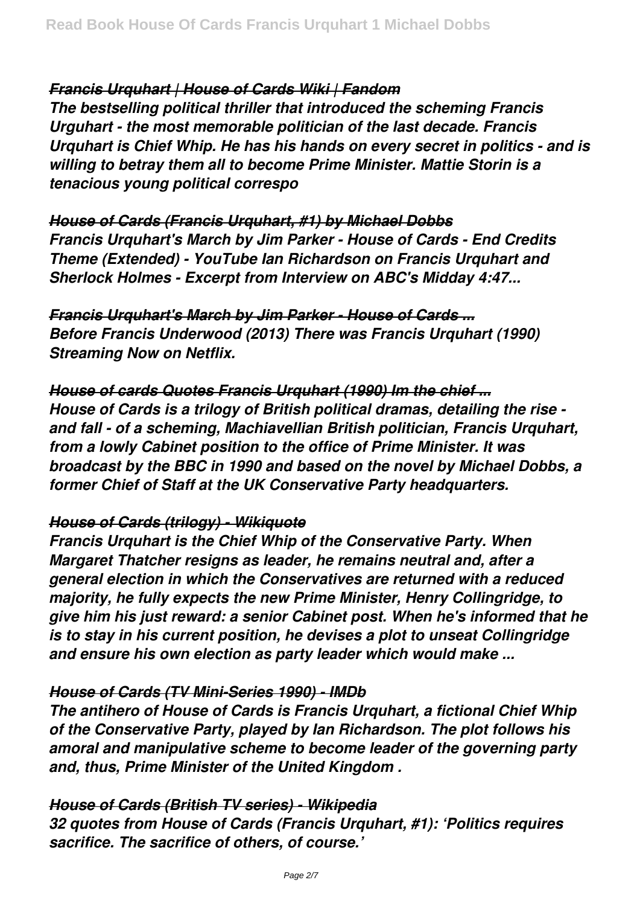### *Francis Urquhart | House of Cards Wiki | Fandom*

***The bestselling political thriller that introduced the scheming Francis Urguhart - the most memorable politician of the last decade. Francis Urquhart is Chief Whip. He has his hands on every secret in politics - and is willing to betray them all to become Prime Minister. Mattie Storin is a tenacious young political correspo***

### *House of Cards (Francis Urquhart, #1) by Michael Dobbs*

***Francis Urquhart's March by Jim Parker - House of Cards - End Credits Theme (Extended) - YouTube Ian Richardson on Francis Urquhart and Sherlock Holmes - Excerpt from Interview on ABC's Midday 4:47...***

### *Francis Urquhart's March by Jim Parker - House of Cards ...*

***Before Francis Underwood (2013) There was Francis Urquhart (1990) Streaming Now on Netflix.***

### *House of cards Quotes Francis Urquhart (1990) Im the chief ...*

***House of Cards is a trilogy of British political dramas, detailing the rise - and fall - of a scheming, Machiavellian British politician, Francis Urquhart, from a lowly Cabinet position to the office of Prime Minister. It was broadcast by the BBC in 1990 and based on the novel by Michael Dobbs, a former Chief of Staff at the UK Conservative Party headquarters.***

### *House of Cards (trilogy) - Wikiquote*

***Francis Urquhart is the Chief Whip of the Conservative Party. When Margaret Thatcher resigns as leader, he remains neutral and, after a general election in which the Conservatives are returned with a reduced majority, he fully expects the new Prime Minister, Henry Collingridge, to give him his just reward: a senior Cabinet post. When he's informed that he is to stay in his current position, he devises a plot to unseat Collingridge and ensure his own election as party leader which would make ...***

### *House of Cards (TV Mini-Series 1990) - IMDb*

***The antihero of House of Cards is Francis Urquhart, a fictional Chief Whip of the Conservative Party, played by Ian Richardson. The plot follows his amoral and manipulative scheme to become leader of the governing party and, thus, Prime Minister of the United Kingdom .***

### *House of Cards (British TV series) - Wikipedia*

***32 quotes from House of Cards (Francis Urquhart, #1): 'Politics requires sacrifice. The sacrifice of others, of course.'***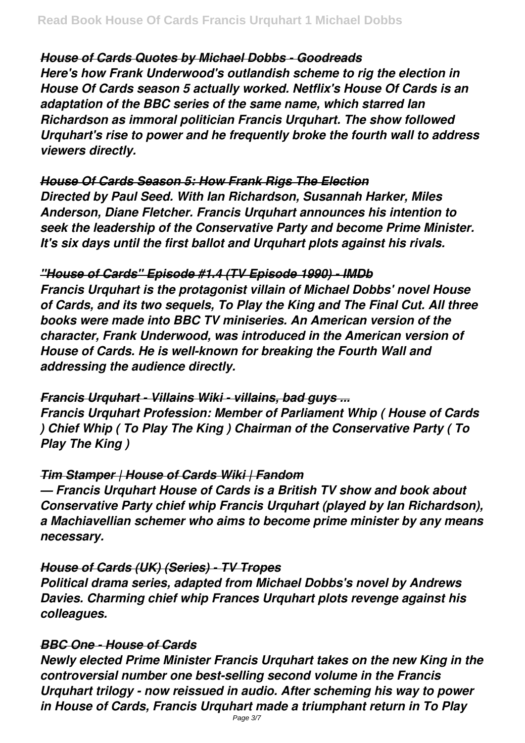***House of Cards Quotes by Michael Dobbs - Goodreads***

***Here's how Frank Underwood's outlandish scheme to rig the election in House Of Cards season 5 actually worked. Netflix's House Of Cards is an adaptation of the BBC series of the same name, which starred Ian Richardson as immoral politician Francis Urquhart. The show followed Urquhart's rise to power and he frequently broke the fourth wall to address viewers directly.***

***House Of Cards Season 5: How Frank Rigs The Election***

***Directed by Paul Seed. With Ian Richardson, Susannah Harker, Miles Anderson, Diane Fletcher. Francis Urquhart announces his intention to seek the leadership of the Conservative Party and become Prime Minister. It's six days until the first ballot and Urquhart plots against his rivals.***

***"House of Cards" Episode #1.4 (TV Episode 1990) - IMDb***

***Francis Urquhart is the protagonist villain of Michael Dobbs' novel House of Cards, and its two sequels, To Play the King and The Final Cut. All three books were made into BBC TV miniseries. An American version of the character, Frank Underwood, was introduced in the American version of House of Cards. He is well-known for breaking the Fourth Wall and addressing the audience directly.***

***Francis Urquhart - Villains Wiki - villains, bad guys ...***

***Francis Urquhart Profession: Member of Parliament Whip ( House of Cards ) Chief Whip ( To Play The King ) Chairman of the Conservative Party ( To Play The King )***

***Tim Stamper | House of Cards Wiki | Fandom***

***— Francis Urquhart House of Cards is a British TV show and book about Conservative Party chief whip Francis Urquhart (played by Ian Richardson), a Machiavellian schemer who aims to become prime minister by any means necessary.***

***House of Cards (UK) (Series) - TV Tropes***

***Political drama series, adapted from Michael Dobbs's novel by Andrews Davies. Charming chief whip Frances Urquhart plots revenge against his colleagues.***

***BBC One - House of Cards***

***Newly elected Prime Minister Francis Urquhart takes on the new King in the controversial number one best-selling second volume in the Francis Urquhart trilogy - now reissued in audio. After scheming his way to power in House of Cards, Francis Urquhart made a triumphant return in To Play***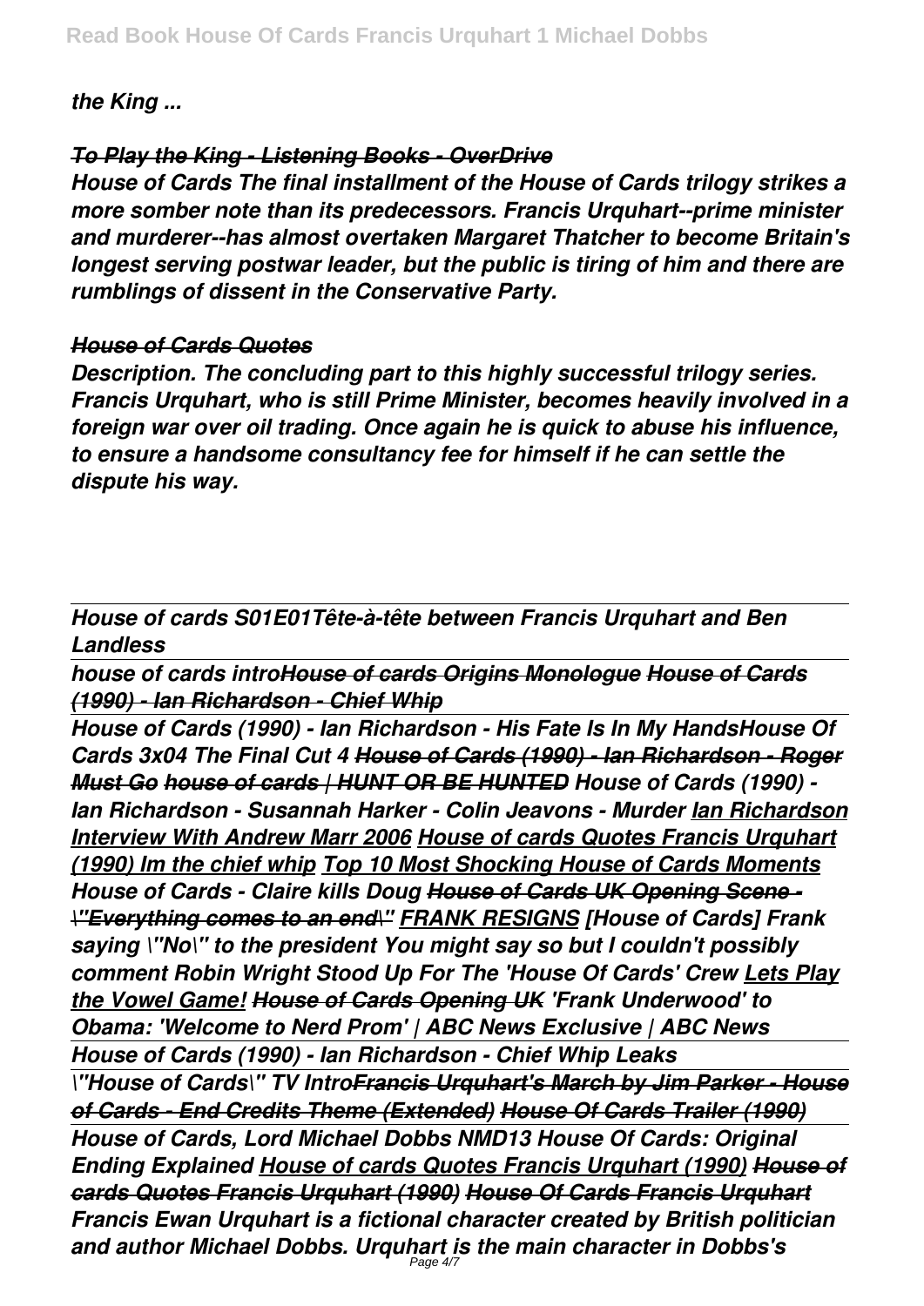*the King ...*

## *To Play the King - Listening Books - OverDrive*

***House of Cards The final installment of the House of Cards trilogy strikes a more somber note than its predecessors. Francis Urquhart--prime minister and murderer--has almost overtaken Margaret Thatcher to become Britain's longest serving postwar leader, but the public is tiring of him and there are rumblings of dissent in the Conservative Party.***

## *House of Cards Quotes*

***Description. The concluding part to this highly successful trilogy series. Francis Urquhart, who is still Prime Minister, becomes heavily involved in a foreign war over oil trading. Once again he is quick to abuse his influence, to ensure a handsome consultancy fee for himself if he can settle the dispute his way.***

---

***House of cards S01E01Tête-à-tête between Francis Urquhart and Ben Landless***

---

***house of cards intro*** ***House of cards Origins Monologue*** ***House of Cards (1990) - Ian Richardson - Chief Whip***

---

***House of Cards (1990) - Ian Richardson - His Fate Is In My Hands*** ***House Of Cards 3x04 The Final Cut 4*** ***House of Cards (1990) - Ian Richardson - Roger Must Go*** ***house of cards | HUNT OR BE HUNTED*** ***House of Cards (1990) - Ian Richardson - Susannah Harker - Colin Jeavons - Murder*** ***Ian Richardson Interview With Andrew Marr 2006*** ***House of cards Quotes Francis Urquhart (1990) Im the chief whip*** ***Top 10 Most Shocking House of Cards Moments*** ***House of Cards - Claire kills Doug*** ***House of Cards UK Opening Scene - \"Everything comes to an end\"*** ***FRANK RESIGNS [House of Cards] Frank saying \"No\" to the president*** ***You might say so but I couldn't possibly comment*** ***Robin Wright Stood Up For The 'House Of Cards' Crew*** ***Lets Play the Vowel Game!*** ***House of Cards Opening UK*** ***'Frank Underwood' to Obama: 'Welcome to Nerd Prom' | ABC News Exclusive | ABC News***

---

***House of Cards (1990) - Ian Richardson - Chief Whip Leaks***

---

***\"House of Cards\" TV Intro*** ***Francis Urquhart's March by Jim Parker - House of Cards - End Credits Theme (Extended)*** ***House Of Cards Trailer (1990)***

---

***House of Cards, Lord Michael Dobbs NMD13*** ***House Of Cards: Original Ending Explained*** ***House of cards Quotes Francis Urquhart (1990)*** ***House of cards Quotes Francis Urquhart (1990)*** ***House Of Cards Francis Urquhart***

***Francis Ewan Urquhart is a fictional character created by British politician and author Michael Dobbs. Urquhart is the main character in Dobbs's***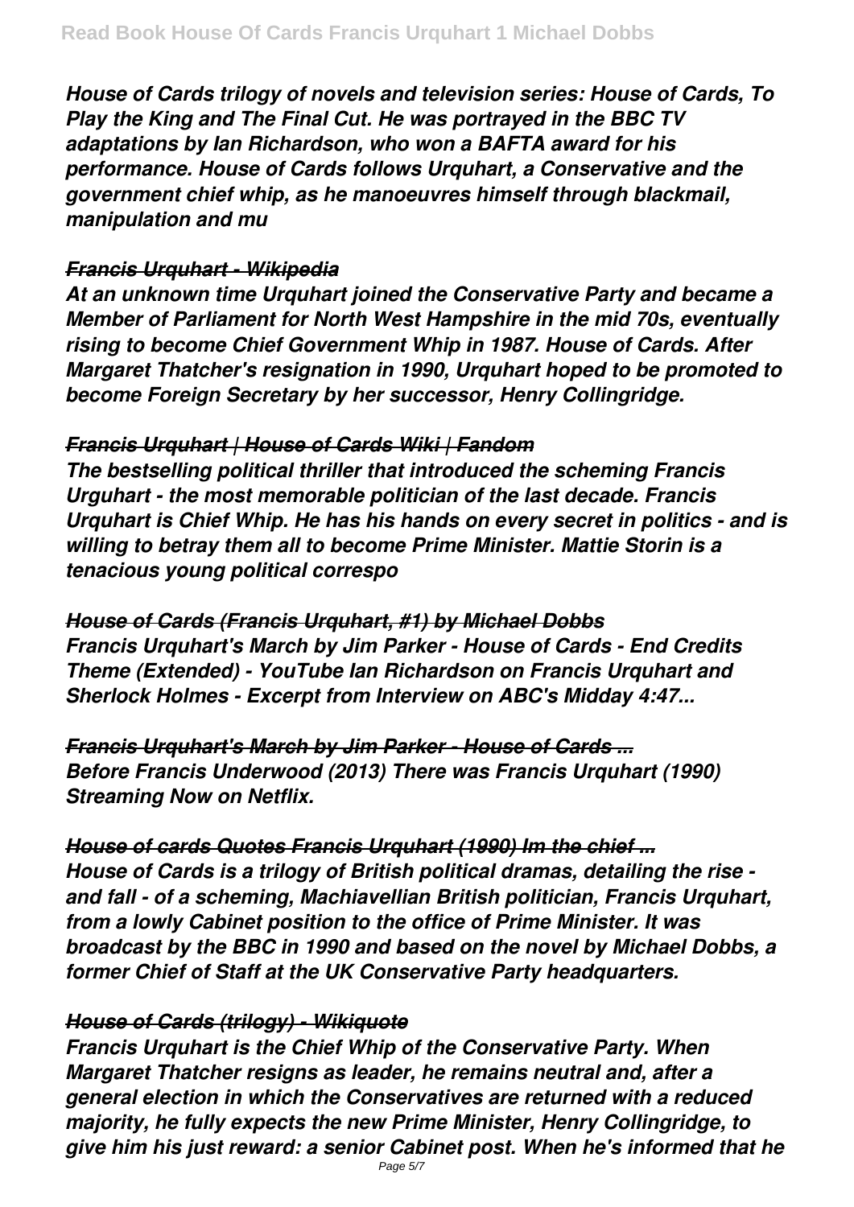*House of Cards trilogy of novels and television series: House of Cards, To Play the King and The Final Cut. He was portrayed in the BBC TV adaptations by Ian Richardson, who won a BAFTA award for his performance. House of Cards follows Urquhart, a Conservative and the government chief whip, as he manoeuvres himself through blackmail, manipulation and mu*

### *Francis Urquhart - Wikipedia*

*At an unknown time Urquhart joined the Conservative Party and became a Member of Parliament for North West Hampshire in the mid 70s, eventually rising to become Chief Government Whip in 1987. House of Cards. After Margaret Thatcher's resignation in 1990, Urquhart hoped to be promoted to become Foreign Secretary by her successor, Henry Collingridge.*

### *Francis Urquhart | House of Cards Wiki | Fandom*

*The bestselling political thriller that introduced the scheming Francis Urguhart - the most memorable politician of the last decade. Francis Urquhart is Chief Whip. He has his hands on every secret in politics - and is willing to betray them all to become Prime Minister. Mattie Storin is a tenacious young political correspo*

### *House of Cards (Francis Urquhart, #1) by Michael Dobbs*

*Francis Urquhart's March by Jim Parker - House of Cards - End Credits Theme (Extended) - YouTube Ian Richardson on Francis Urquhart and Sherlock Holmes - Excerpt from Interview on ABC's Midday 4:47...*

### *Francis Urquhart's March by Jim Parker - House of Cards ...*

*Before Francis Underwood (2013) There was Francis Urquhart (1990) Streaming Now on Netflix.*

### *House of cards Quotes Francis Urquhart (1990) Im the chief ...*

*House of Cards is a trilogy of British political dramas, detailing the rise - and fall - of a scheming, Machiavellian British politician, Francis Urquhart, from a lowly Cabinet position to the office of Prime Minister. It was broadcast by the BBC in 1990 and based on the novel by Michael Dobbs, a former Chief of Staff at the UK Conservative Party headquarters.*

### *House of Cards (trilogy) - Wikiquote*

*Francis Urquhart is the Chief Whip of the Conservative Party. When Margaret Thatcher resigns as leader, he remains neutral and, after a general election in which the Conservatives are returned with a reduced majority, he fully expects the new Prime Minister, Henry Collingridge, to give him his just reward: a senior Cabinet post. When he's informed that he*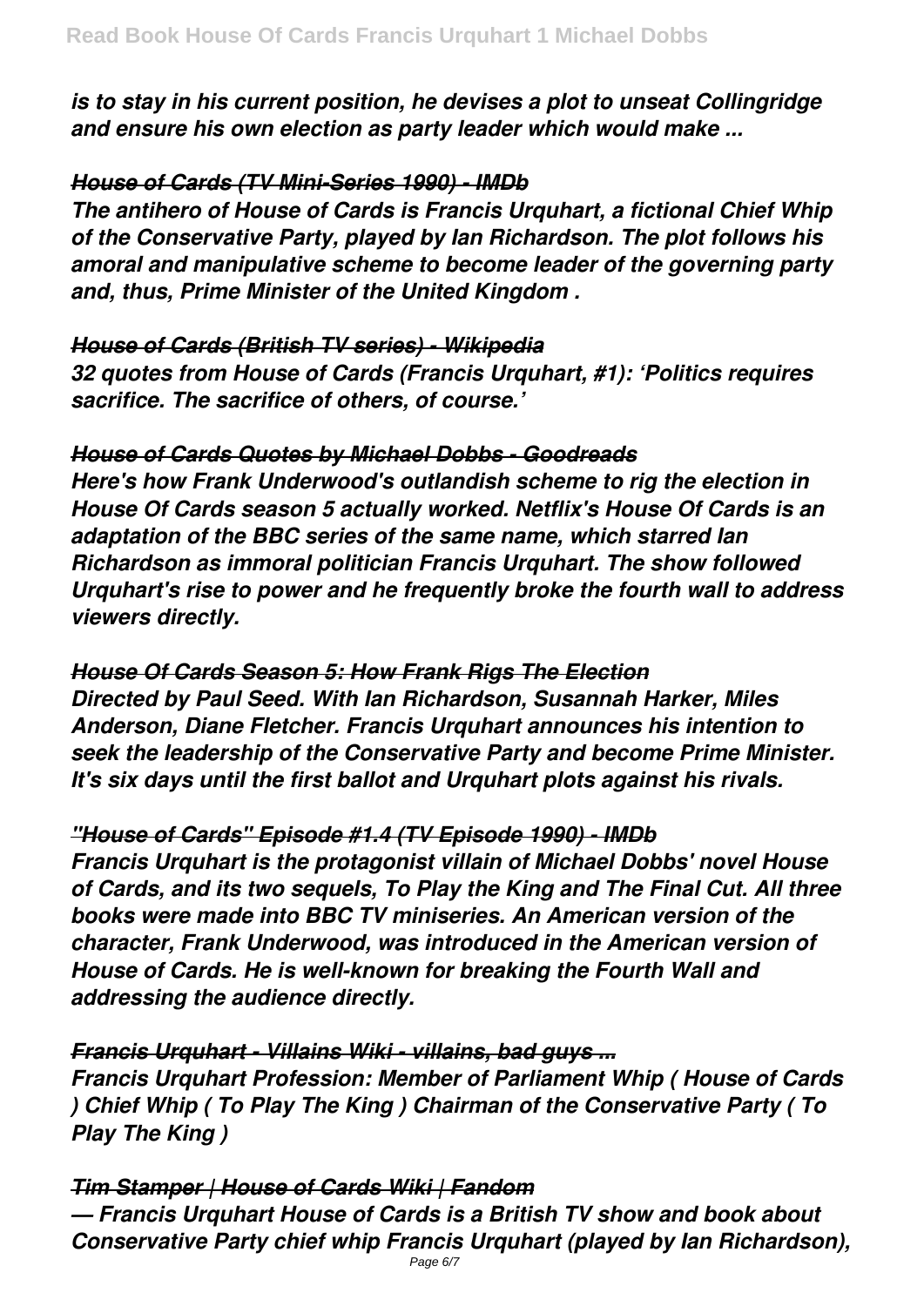*is to stay in his current position, he devises a plot to unseat Collingridge and ensure his own election as party leader which would make ...*

*House of Cards (TV Mini-Series 1990) - IMDb*

*The antihero of House of Cards is Francis Urquhart, a fictional Chief Whip of the Conservative Party, played by Ian Richardson. The plot follows his amoral and manipulative scheme to become leader of the governing party and, thus, Prime Minister of the United Kingdom .*

*House of Cards (British TV series) - Wikipedia*

*32 quotes from House of Cards (Francis Urquhart, #1): 'Politics requires sacrifice. The sacrifice of others, of course.'*

*House of Cards Quotes by Michael Dobbs - Goodreads*

*Here's how Frank Underwood's outlandish scheme to rig the election in House Of Cards season 5 actually worked. Netflix's House Of Cards is an adaptation of the BBC series of the same name, which starred Ian Richardson as immoral politician Francis Urquhart. The show followed Urquhart's rise to power and he frequently broke the fourth wall to address viewers directly.*

*House Of Cards Season 5: How Frank Rigs The Election*

*Directed by Paul Seed. With Ian Richardson, Susannah Harker, Miles Anderson, Diane Fletcher. Francis Urquhart announces his intention to seek the leadership of the Conservative Party and become Prime Minister. It's six days until the first ballot and Urquhart plots against his rivals.*

*"House of Cards" Episode #1.4 (TV Episode 1990) - IMDb*

*Francis Urquhart is the protagonist villain of Michael Dobbs' novel House of Cards, and its two sequels, To Play the King and The Final Cut. All three books were made into BBC TV miniseries. An American version of the character, Frank Underwood, was introduced in the American version of House of Cards. He is well-known for breaking the Fourth Wall and addressing the audience directly.*

*Francis Urquhart - Villains Wiki - villains, bad guys ...*

*Francis Urquhart Profession: Member of Parliament Whip ( House of Cards ) Chief Whip ( To Play The King ) Chairman of the Conservative Party ( To Play The King )*

*Tim Stamper | House of Cards Wiki | Fandom*

*— Francis Urquhart House of Cards is a British TV show and book about Conservative Party chief whip Francis Urquhart (played by Ian Richardson),*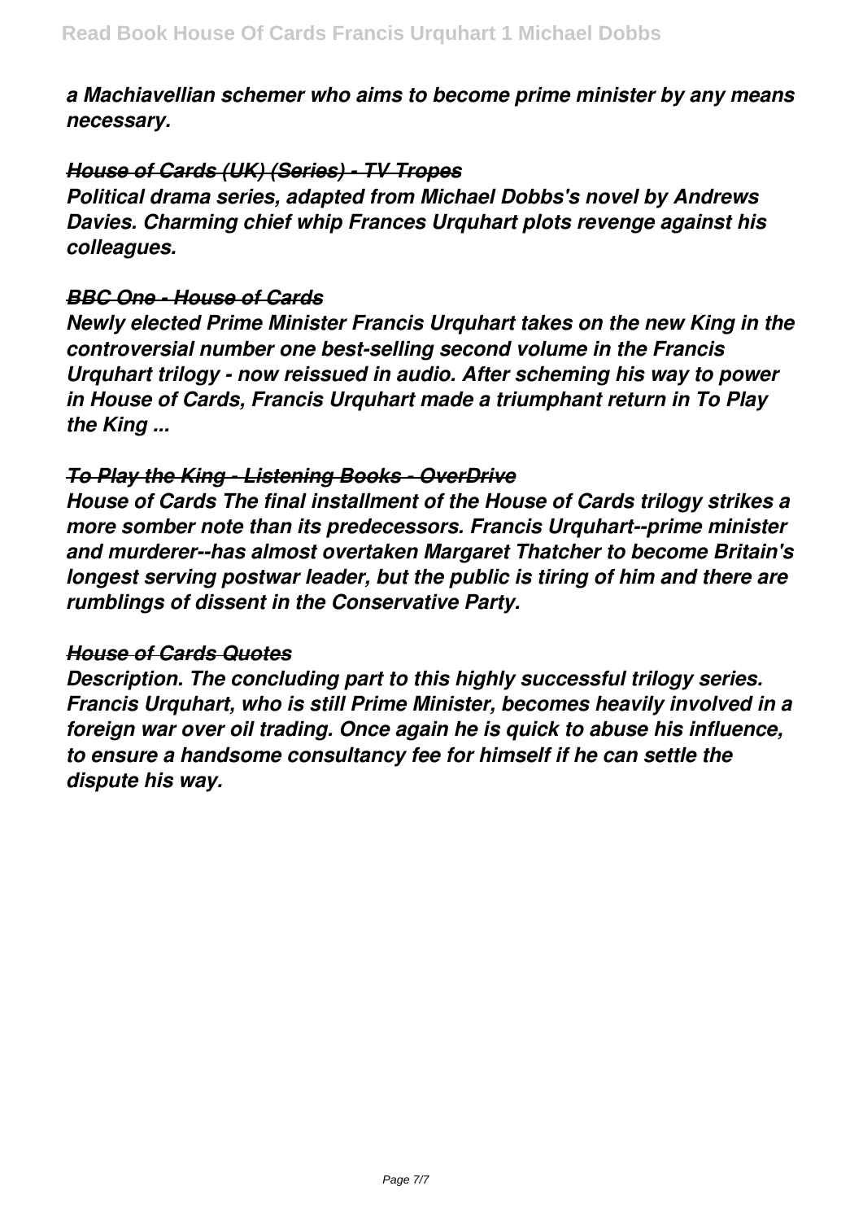*a Machiavellian schemer who aims to become prime minister by any means necessary.*

***House of Cards (UK) (Series) - TV Tropes***

*Political drama series, adapted from Michael Dobbs's novel by Andrews Davies. Charming chief whip Frances Urquhart plots revenge against his colleagues.*

***BBC One - House of Cards***

*Newly elected Prime Minister Francis Urquhart takes on the new King in the controversial number one best-selling second volume in the Francis Urquhart trilogy - now reissued in audio. After scheming his way to power in House of Cards, Francis Urquhart made a triumphant return in To Play the King ...*

***To Play the King - Listening Books - OverDrive***

*House of Cards The final installment of the House of Cards trilogy strikes a more somber note than its predecessors. Francis Urquhart--prime minister and murderer--has almost overtaken Margaret Thatcher to become Britain's longest serving postwar leader, but the public is tiring of him and there are rumblings of dissent in the Conservative Party.*

***House of Cards Quotes***

*Description. The concluding part to this highly successful trilogy series. Francis Urquhart, who is still Prime Minister, becomes heavily involved in a foreign war over oil trading. Once again he is quick to abuse his influence, to ensure a handsome consultancy fee for himself if he can settle the dispute his way.*